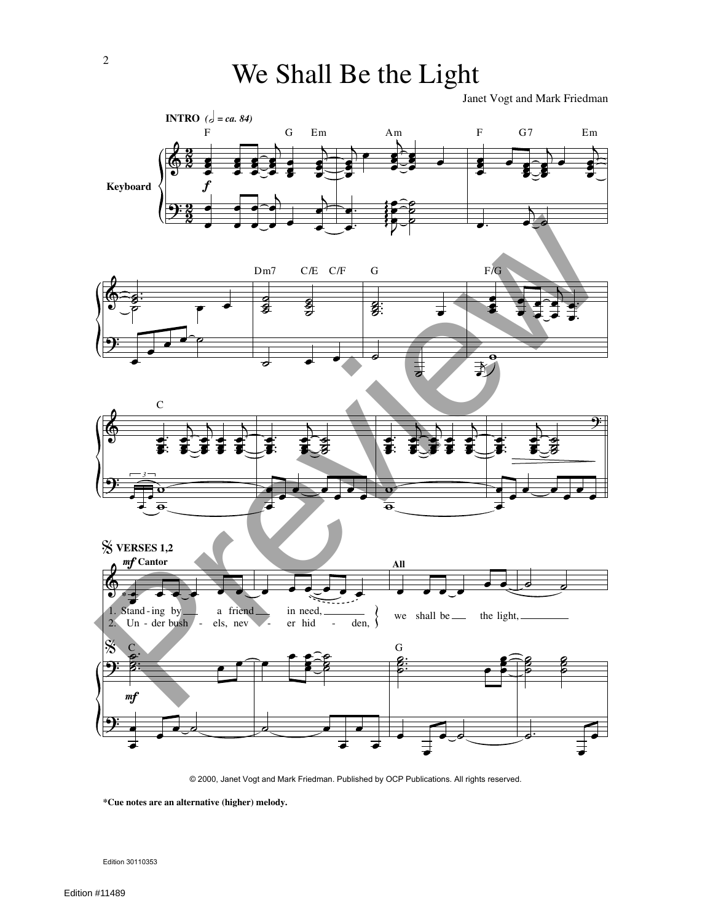# We Shall Be the Light

Janet Vogt and Mark Friedman

INTRO ($\text{half note} = ca.\ 84$)

Keyboard

F G Em Am F G7 Em

Dm7 C/E C/F G F/G

C

VERSES 1,2

*mf* Cantor

1. Stand - ing by a friend in need,
2. Un - der bush - els, nev - er hid - den,

All

we shall be the light,

C G

*mf*

© 2000, Janet Vogt and Mark Friedman. Published by OCP Publications. All rights reserved.

**\*Cue notes are an alternative (higher) melody.**

Edition 30110353

Edition #11489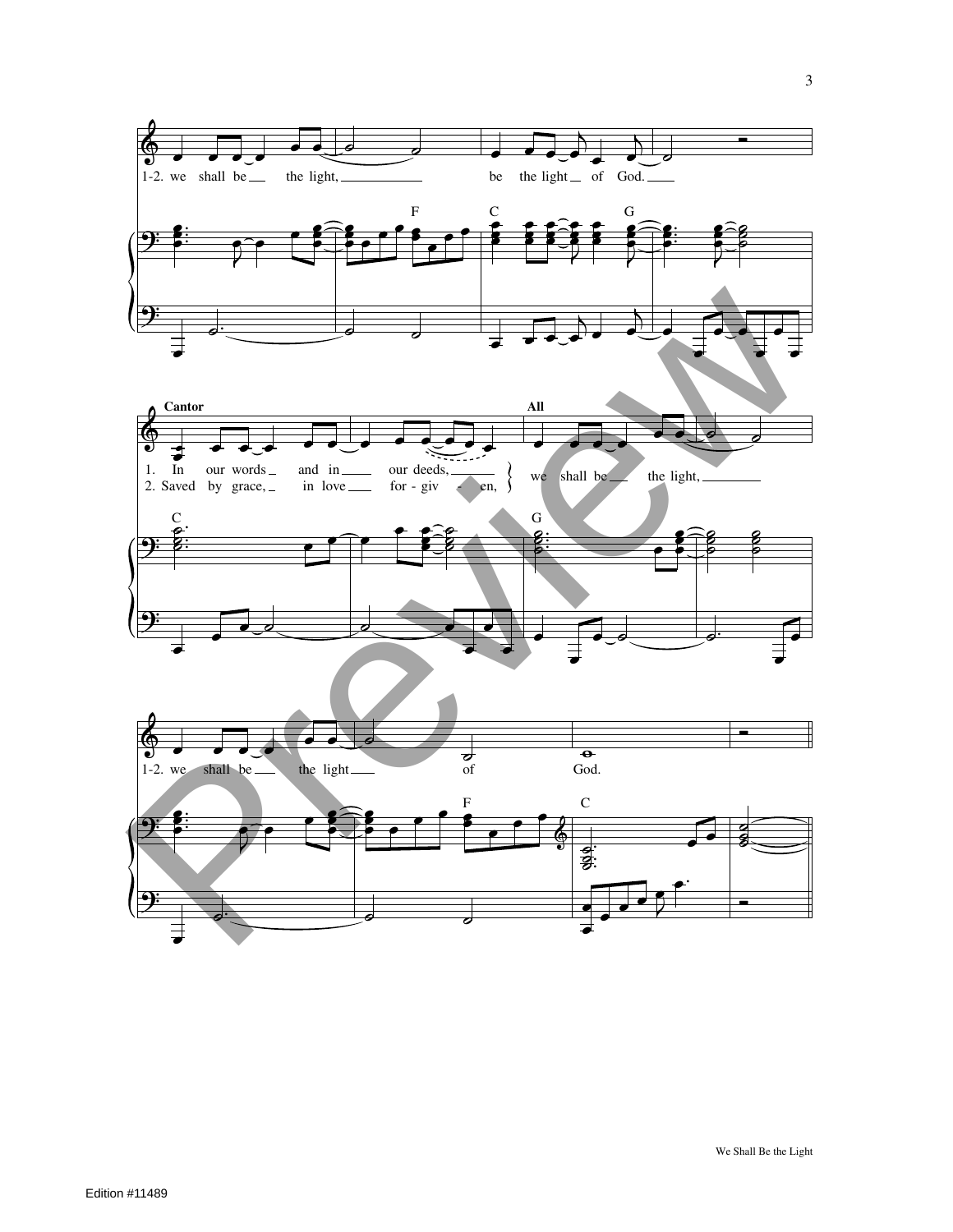1-2. we shall be the light, be the light of God.

F C G

**Cantor**

1. In our words and in our deeds,
2. Saved by grace, in love for - giv - en,

**All**

we shall be the light,

C G

1-2. we shall be the light of God.

F C

We Shall Be the Light

Edition #11489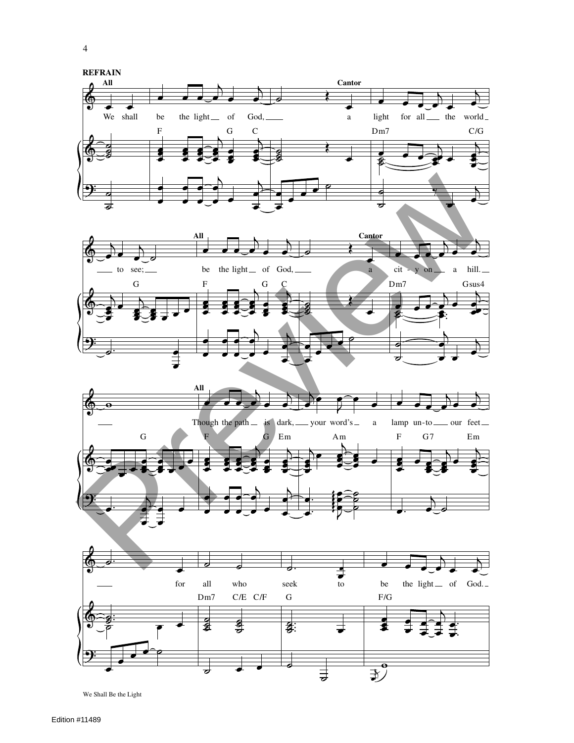**REFRAIN**

All: We shall be the light of God,
Cantor: a light for all the world to see;
All: be the light of God,
Cantor: a cit-y on a hill.
All: Though the path is dark, your word's a lamp un-to our feet for all who seek to be the light of God.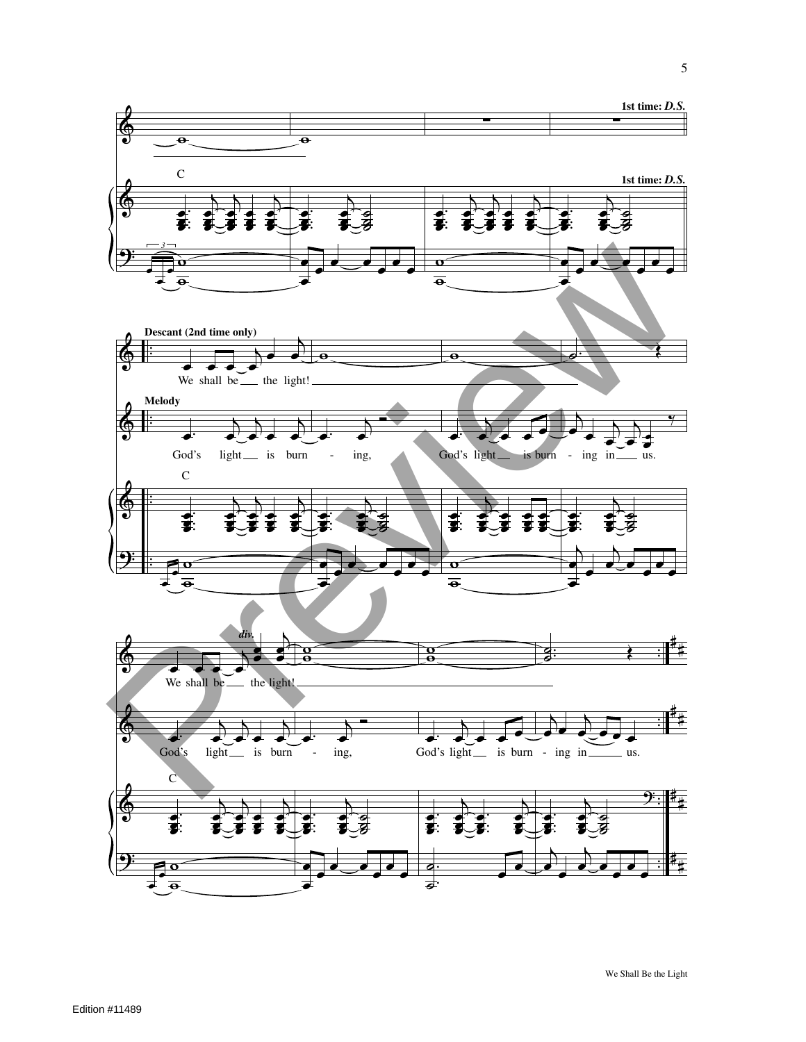1st time: *D.S.*

C

1st time: *D.S.*

**Descant (2nd time only)**

We shall be the light!

**Melody**

God's light is burn - ing, God's light is burn - ing in us.

C

*div.*

We shall be the light!

God's light is burn - ing, God's light is burn - ing in us.

C

We Shall Be the Light

Edition #11489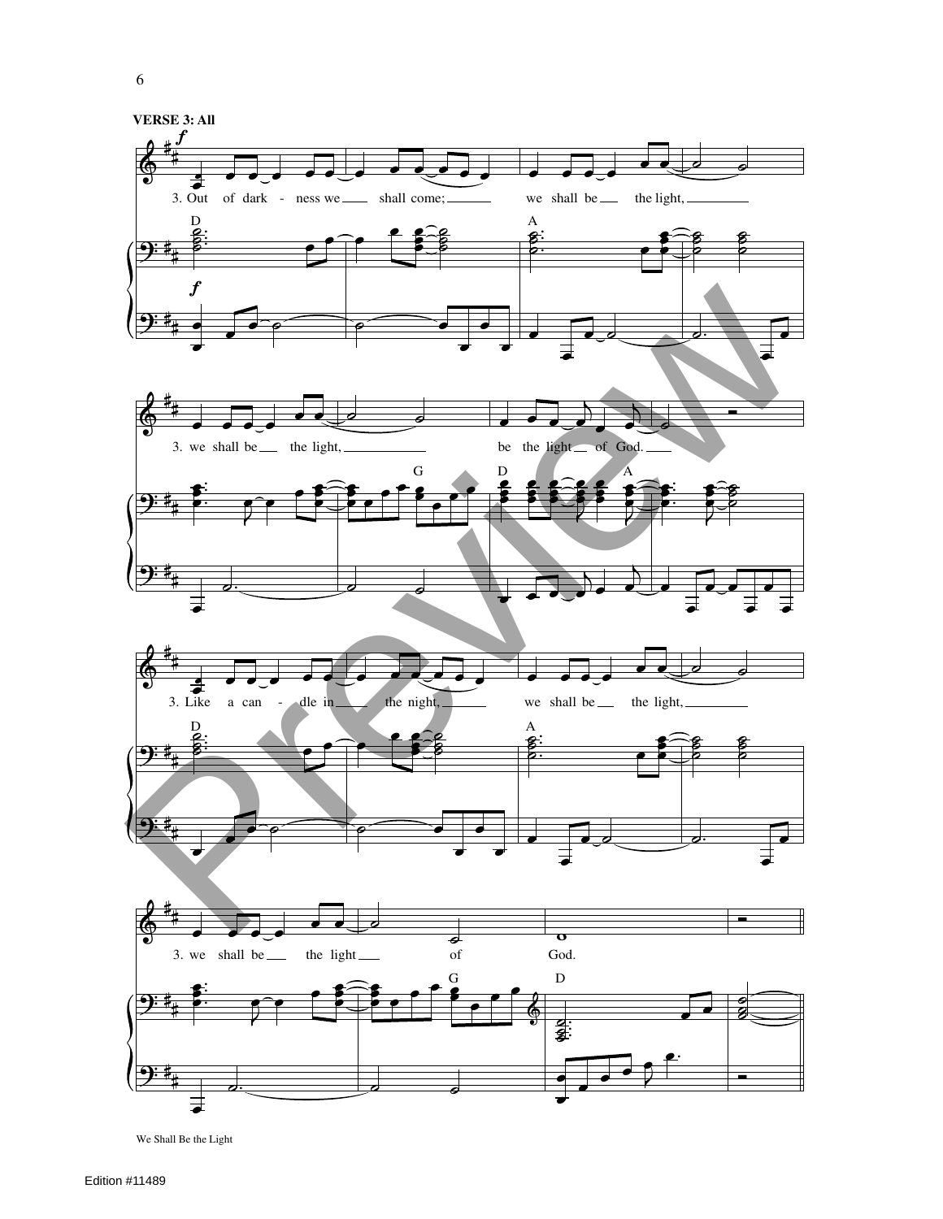**VERSE 3: All**

*f*

3. Out of dark - ness we shall come; we shall be the light,

D A

*f*

3. we shall be the light, be the light of God.

G D A

3. Like a can - dle in the night, we shall be the light,

D A

3. we shall be the light of God.

G D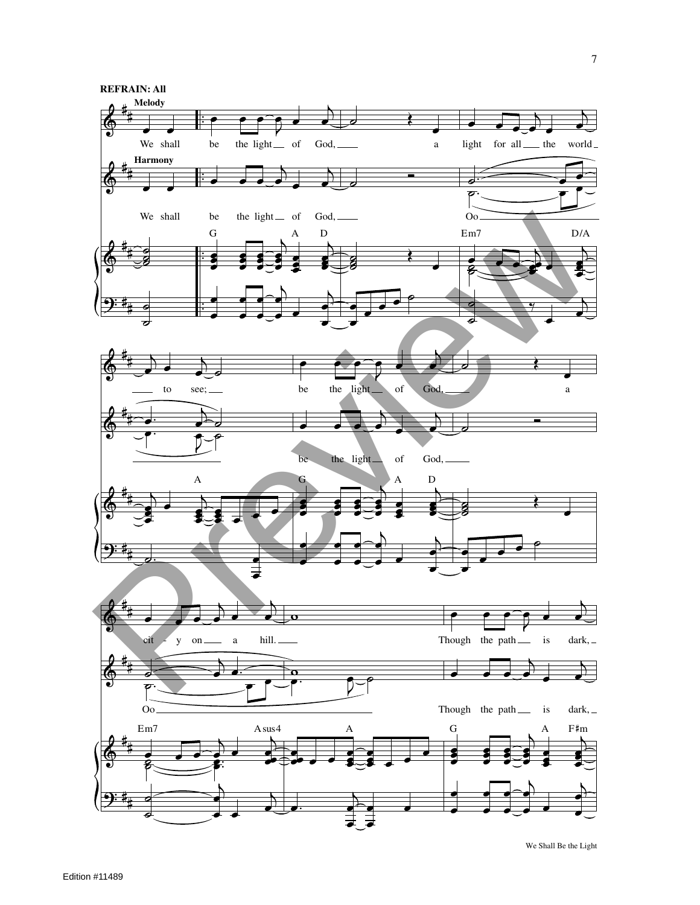**REFRAIN: All**

Melody

We shall be the light of God, a light for all the world to see; be the light of God, a city on a hill. Though the path is dark,

Harmony

We shall be the light of God, Oo be the light of God, Oo Though the path is dark,

G A D Em7 D/A A G A D Em7 Asus4 A G A F♯m

Edition #11489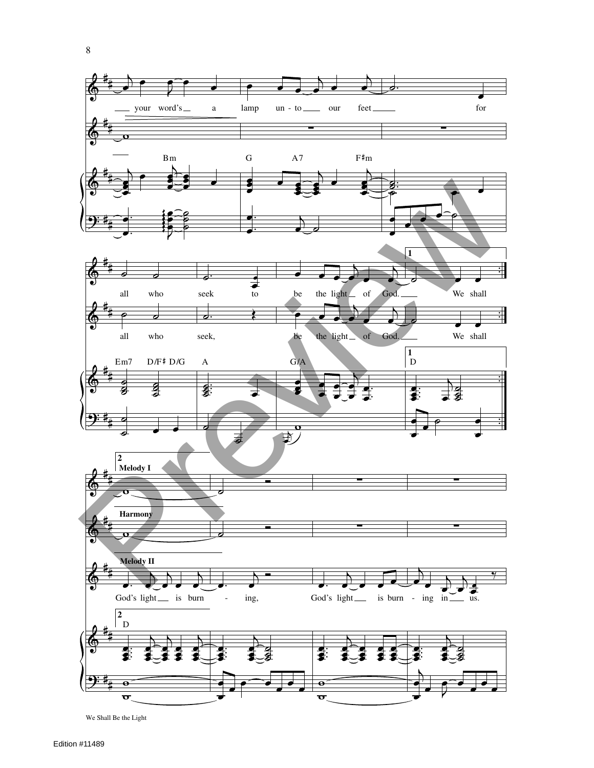your word's a lamp un - to our feet for

Bm G A7 F♯m

all who seek to be the light of God. We shall

all who seek, be the light of God. We shall

Em7 D/F♯ D/G A G/A D

**Melody I**

**Harmony**

**Melody II**

God's light is burn - ing, God's light is burn - ing in us.

D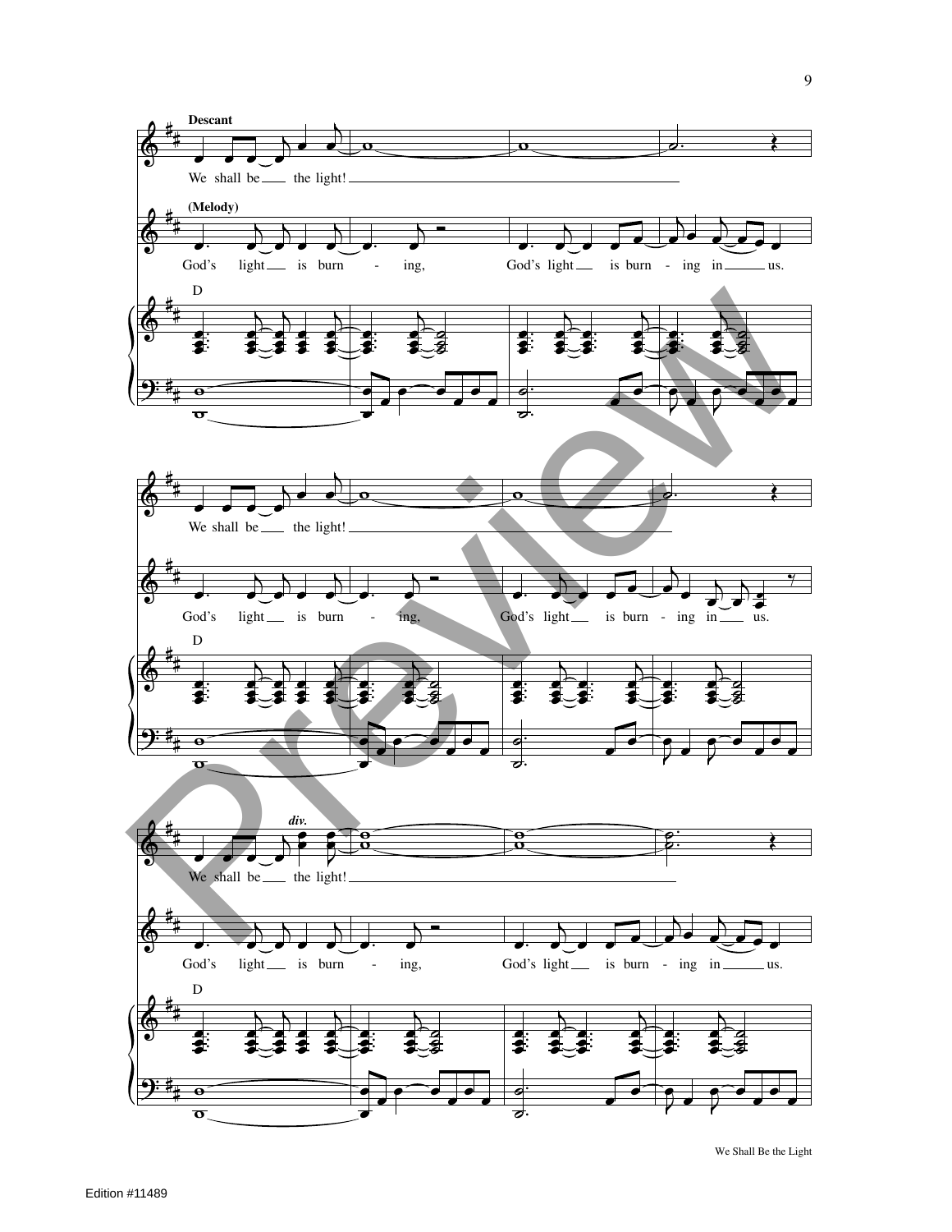Descant

We shall be the light!

(Melody)

God's light is burn - ing, God's light is burn - ing in us.

D

We shall be the light!

God's light is burn - ing, God's light is burn - ing in us.

D

*div.*

We shall be the light!

God's light is burn - ing, God's light is burn - ing in us.

D

Edition #11489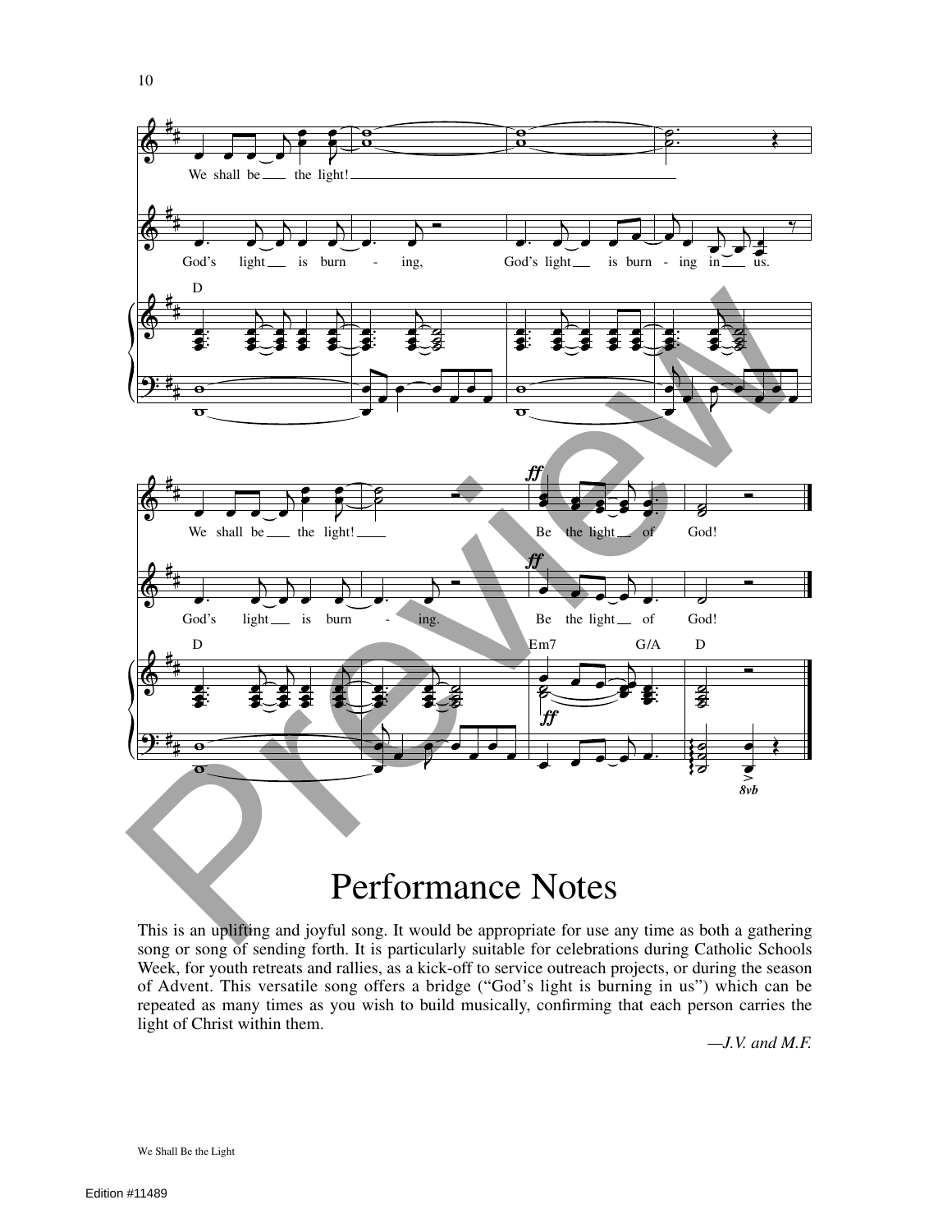# Performance Notes

This is an uplifting and joyful song. It would be appropriate for use any time as both a gathering song or song of sending forth. It is particularly suitable for celebrations during Catholic Schools Week, for youth retreats and rallies, as a kick-off to service outreach projects, or during the season of Advent. This versatile song offers a bridge ("God's light is burning in us") which can be repeated as many times as you wish to build musically, confirming that each person carries the light of Christ within them.

*—J.V. and M.F.*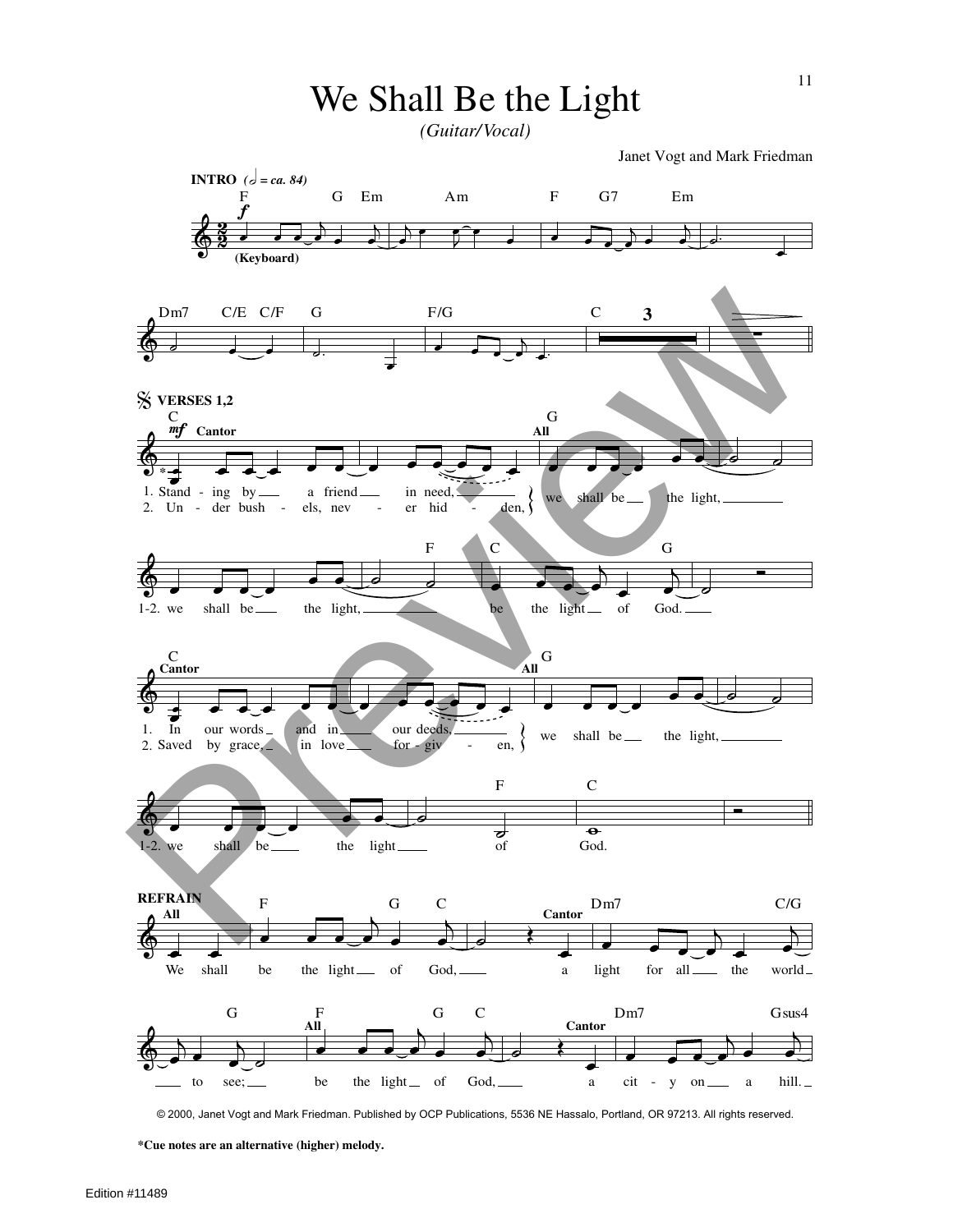# We Shall Be the Light

*(Guitar/Vocal)*

Janet Vogt and Mark Friedman

**INTRO** (𝅗𝅥 = ca. 84)

F G Em Am F G7 Em

(Keyboard)

Dm7 C/E C/F G F/G C

**VERSES 1,2**

C G

Cantor / All

1. Stand - ing by a friend in need,
2. Un - der bush - els, nev - er hid - den,

we shall be the light,

F C G

1-2. we shall be the light, be the light of God.

C G

Cantor / All

1. In our words and in our deeds,
2. Saved by grace, in love for - giv - en,

we shall be the light,

F C

1-2. we shall be the light of God.

**REFRAIN**

All

F G C Dm7 C/G

We shall be the light of God, (Cantor) a light for all the world

G F G C Dm7 Gsus4

to see; (All) be the light of God, (Cantor) a cit - y on a hill.

© 2000, Janet Vogt and Mark Friedman. Published by OCP Publications, 5536 NE Hassalo, Portland, OR 97213. All rights reserved.

**\*Cue notes are an alternative (higher) melody.**

Edition #11489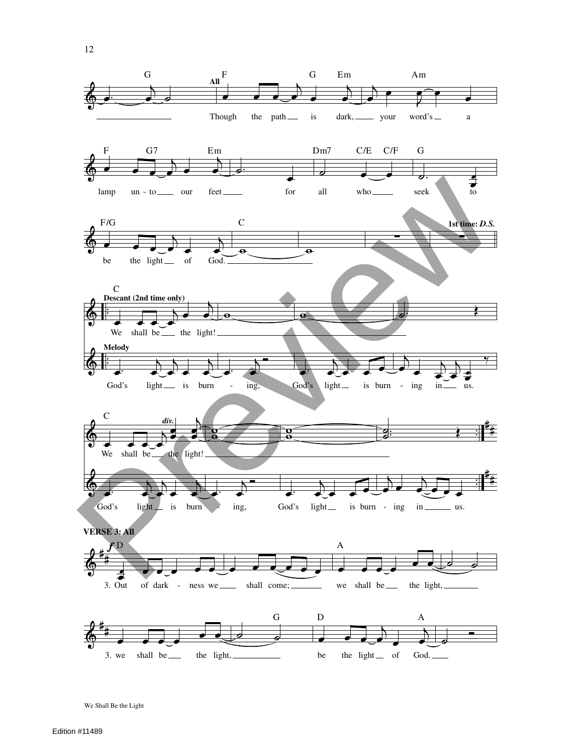All

Though the path is dark, your word's a lamp unto our feet for all who seek to be the light of God.

1st time: *D.S.*

**Descant (2nd time only)**

We shall be the light!

**Melody**

God's light is burn - ing, God's light is burn - ing in us.

*div.*

We shall be the light!

God's light is burn - ing, God's light is burn - ing in us.

**VERSE 3: All**

*f*

3. Out of dark - ness we shall come; we shall be the light,

3. we shall be the light, be the light of God.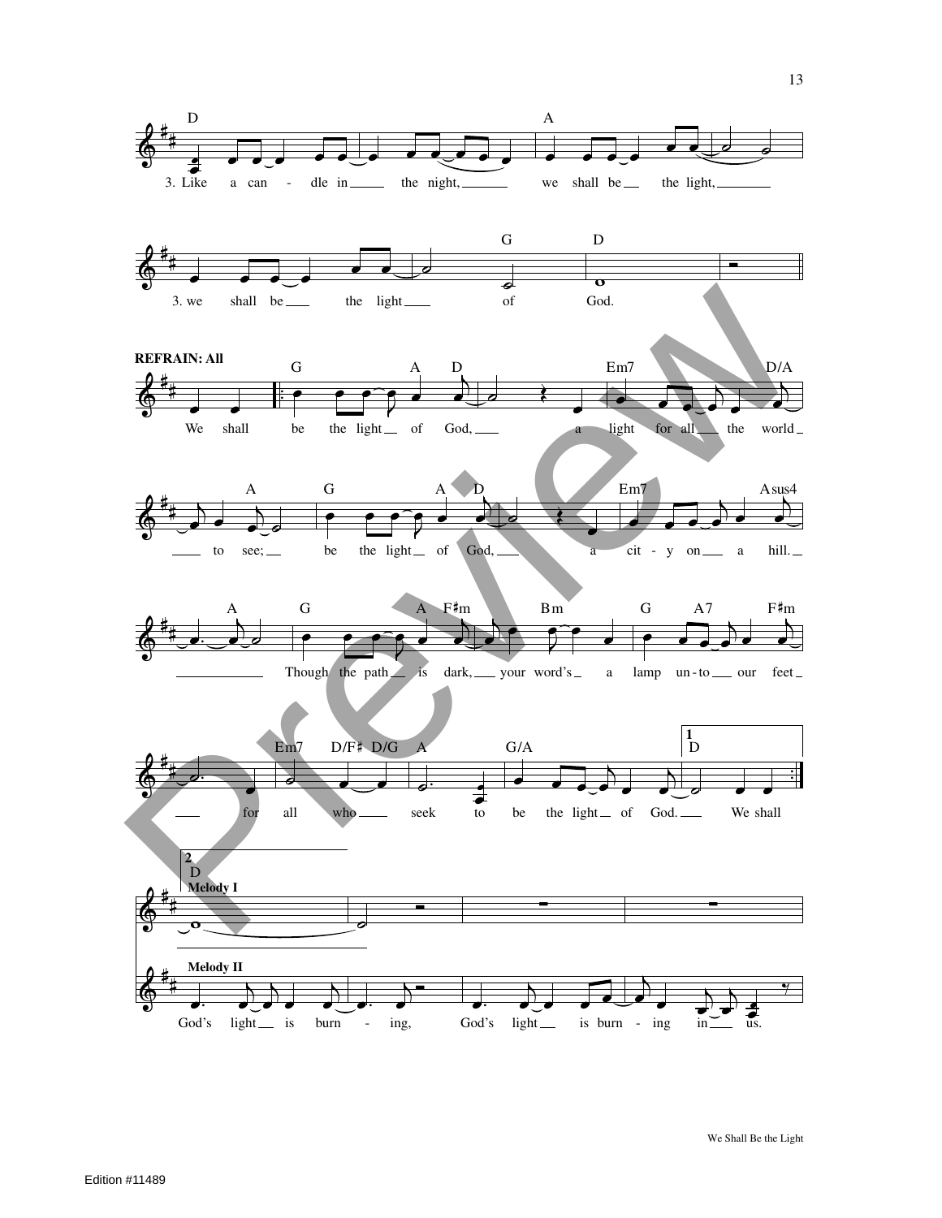D A

3. Like a can - dle in the night, we shall be the light,

G D

3. we shall be the light of God.

**REFRAIN: All**

G A D Em7 D/A

We shall be the light of God, a light for all the world

A G A D Em7 Asus4

to see; be the light of God, a cit - y on a hill.

A G A F♯m Bm G A7 F♯m

Though the path is dark, your word's a lamp un - to our feet

Em7 D/F♯ D/G A G/A 1 D

for all who seek to be the light of God. We shall

2 D

**Melody I**

**Melody II**

God's light is burn - ing, God's light is burn - ing in us.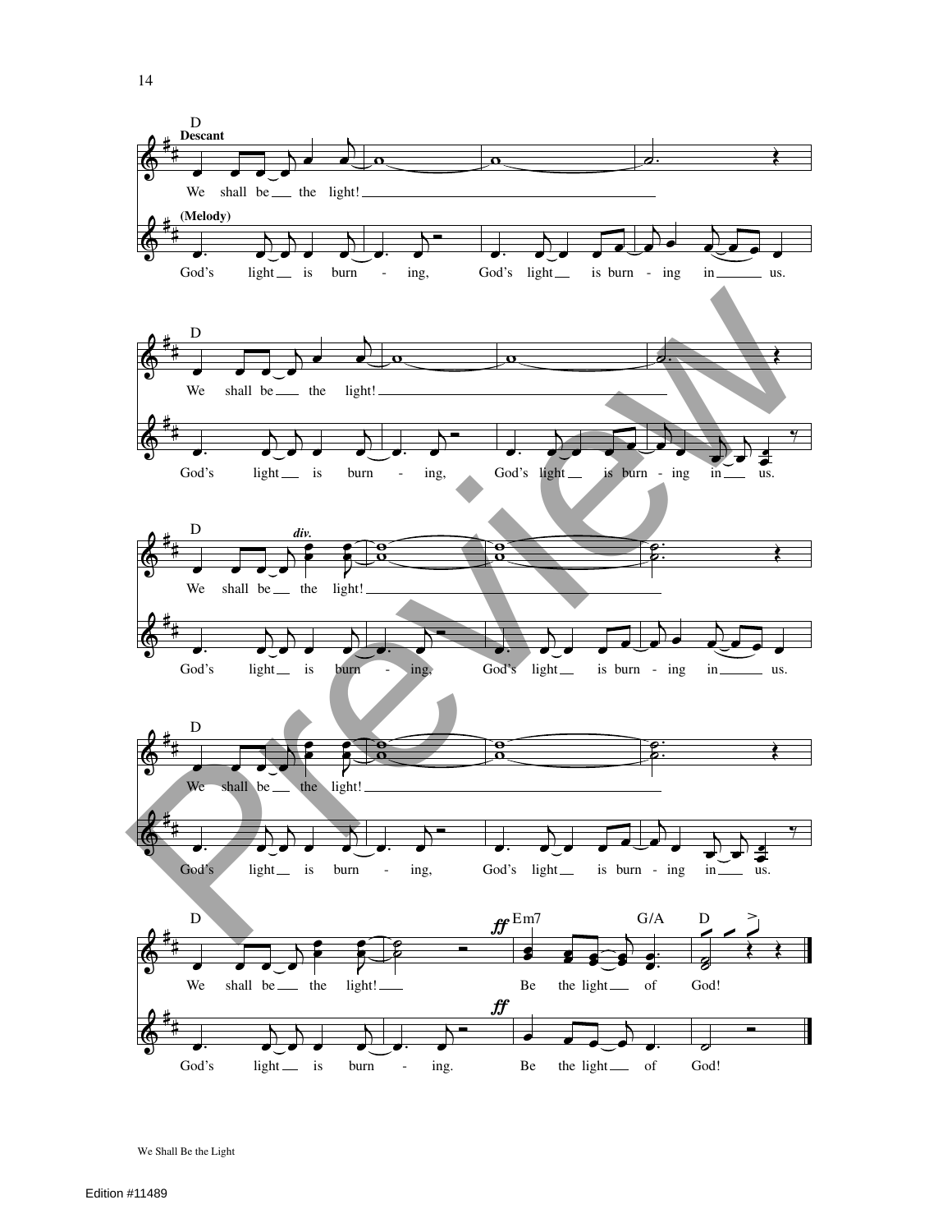D

**Descant**

We shall be the light!

**(Melody)**

God's light is burn - ing, God's light is burn - ing in us.

D

We shall be the light!

God's light is burn - ing, God's light is burn - ing in us.

D *div.*

We shall be the light!

God's light is burn - ing, God's light is burn - ing in us.

D

We shall be the light!

God's light is burn - ing, God's light is burn - ing in us.

D *ff* Em7 G/A D

We shall be the light! Be the light of God!

*ff*

God's light is burn - ing. Be the light of God!

We Shall Be the Light

Edition #11489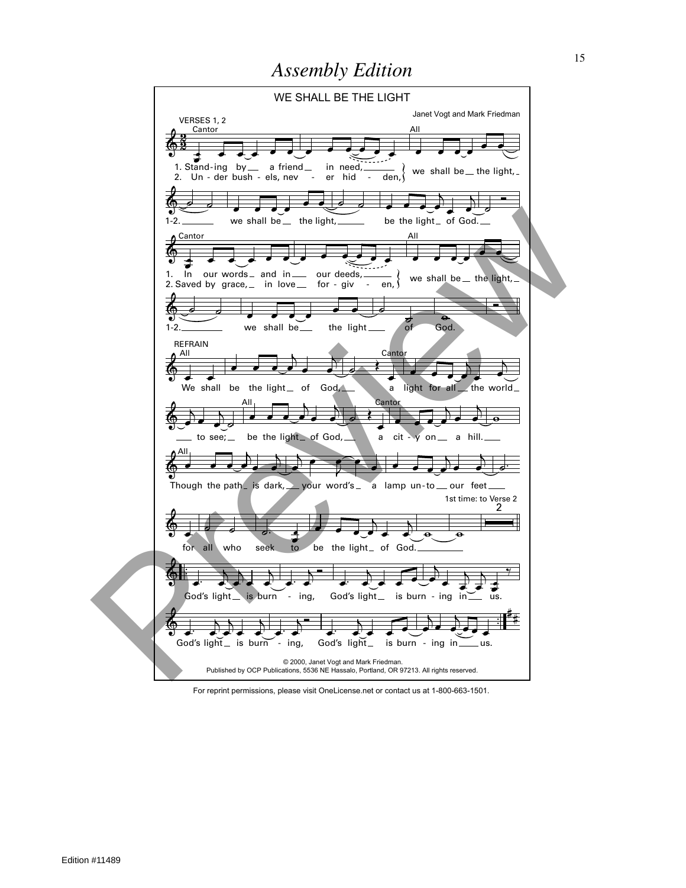# Assembly Edition

## WE SHALL BE THE LIGHT

Janet Vogt and Mark Friedman

VERSES 1, 2

Cantor

1. Stand-ing by a friend in need,
2. Un-der bush-els, nev-er hid-den,

All

we shall be the light,

1-2. we shall be the light, be the light of God.

Cantor

1. In our words and in our deeds,
2. Saved by grace, in love for-giv-en,

All

we shall be the light,

1-2. we shall be the light of God.

REFRAIN

All

We shall be the light of God,

Cantor

a light for all the world to see;

All

be the light of God,

Cantor

a cit-y on a hill.

All

Though the path is dark, your word's a lamp un-to our feet for all who seek to be the light of God.

1st time: to Verse 2

God's light is burn-ing, God's light is burn-ing in us.

God's light is burn-ing, God's light is burn-ing in us.

© 2000, Janet Vogt and Mark Friedman.
Published by OCP Publications, 5536 NE Hassalo, Portland, OR 97213. All rights reserved.

For reprint permissions, please visit OneLicense.net or contact us at 1-800-663-1501.

Edition #11489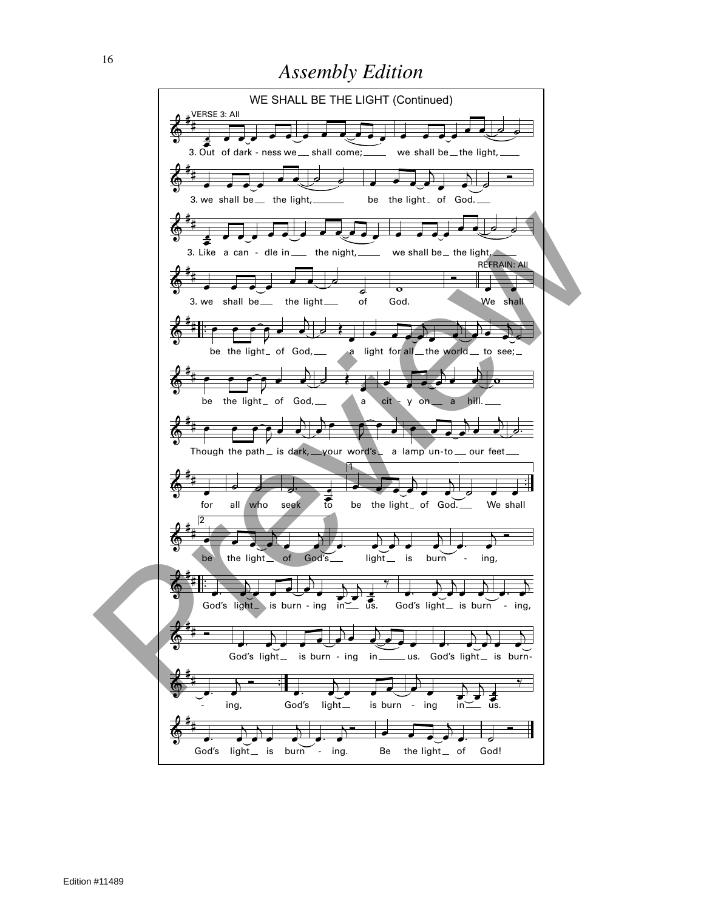# Assembly Edition

WE SHALL BE THE LIGHT (Continued)

VERSE 3: All

3. Out of dark - ness we shall come; we shall be the light,

3. we shall be the light, be the light of God.

3. Like a can - dle in the night, we shall be the light,

3. we shall be the light of God.

REFRAIN: All

We shall

be the light of God, a light for all the world to see;

be the light of God, a cit - y on a hill.

Though the path is dark, your word's a lamp un-to our feet

for all who seek to be the light of God. We shall

be the light of God's light is burn - ing,

God's light is burn - ing in us. God's light is burn - ing,

God's light is burn - ing in us. God's light is burn-

- ing, God's light is burn - ing in us.

God's light is burn - ing. Be the light of God!

Edition #11489